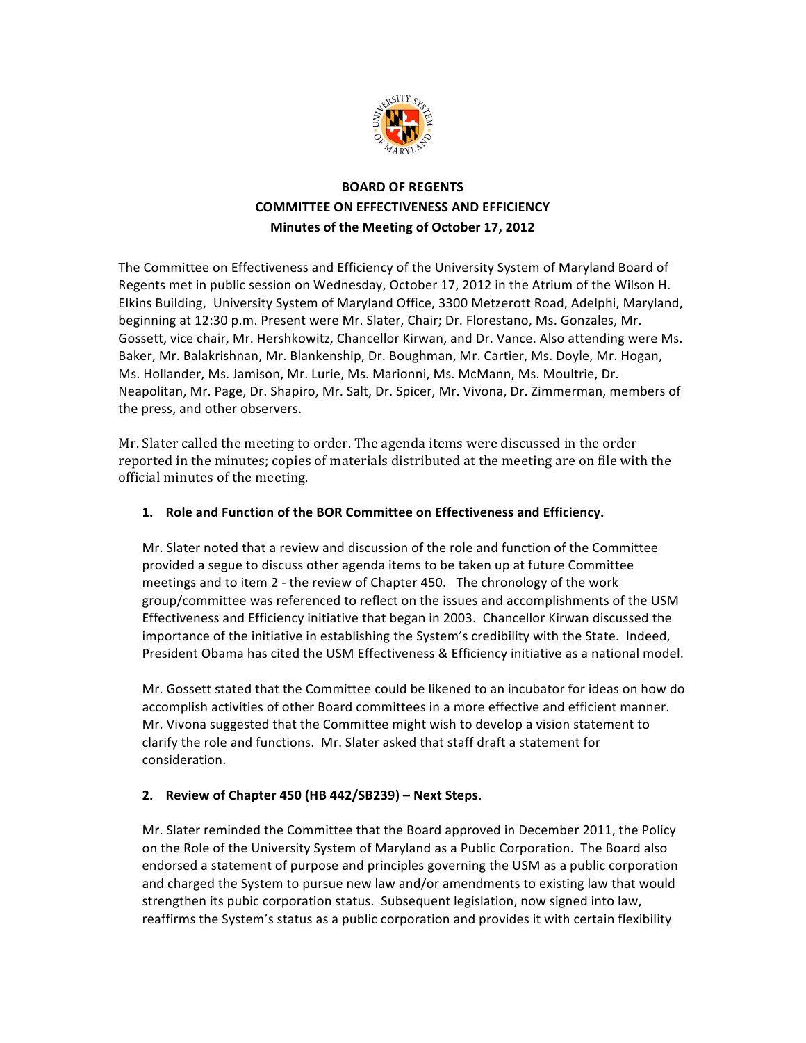**BOARD OF REGENTS**
**COMMITTEE ON EFFECTIVENESS AND EFFICIENCY**
**Minutes of the Meeting of October 17, 2012**

The Committee on Effectiveness and Efficiency of the University System of Maryland Board of Regents met in public session on Wednesday, October 17, 2012 in the Atrium of the Wilson H. Elkins Building, University System of Maryland Office, 3300 Metzerott Road, Adelphi, Maryland, beginning at 12:30 p.m. Present were Mr. Slater, Chair; Dr. Florestano, Ms. Gonzales, Mr. Gossett, vice chair, Mr. Hershkowitz, Chancellor Kirwan, and Dr. Vance. Also attending were Ms. Baker, Mr. Balakrishnan, Mr. Blankenship, Dr. Boughman, Mr. Cartier, Ms. Doyle, Mr. Hogan, Ms. Hollander, Ms. Jamison, Mr. Lurie, Ms. Marionni, Ms. McMann, Ms. Moultrie, Dr. Neapolitan, Mr. Page, Dr. Shapiro, Mr. Salt, Dr. Spicer, Mr. Vivona, Dr. Zimmerman, members of the press, and other observers.

Mr. Slater called the meeting to order. The agenda items were discussed in the order reported in the minutes; copies of materials distributed at the meeting are on file with the official minutes of the meeting.

1. **Role and Function of the BOR Committee on Effectiveness and Efficiency.**

   Mr. Slater noted that a review and discussion of the role and function of the Committee provided a segue to discuss other agenda items to be taken up at future Committee meetings and to item 2 - the review of Chapter 450. The chronology of the work group/committee was referenced to reflect on the issues and accomplishments of the USM Effectiveness and Efficiency initiative that began in 2003. Chancellor Kirwan discussed the importance of the initiative in establishing the System's credibility with the State. Indeed, President Obama has cited the USM Effectiveness & Efficiency initiative as a national model.

   Mr. Gossett stated that the Committee could be likened to an incubator for ideas on how do accomplish activities of other Board committees in a more effective and efficient manner. Mr. Vivona suggested that the Committee might wish to develop a vision statement to clarify the role and functions. Mr. Slater asked that staff draft a statement for consideration.

2. **Review of Chapter 450 (HB 442/SB239) – Next Steps.**

   Mr. Slater reminded the Committee that the Board approved in December 2011, the Policy on the Role of the University System of Maryland as a Public Corporation. The Board also endorsed a statement of purpose and principles governing the USM as a public corporation and charged the System to pursue new law and/or amendments to existing law that would strengthen its pubic corporation status. Subsequent legislation, now signed into law, reaffirms the System's status as a public corporation and provides it with certain flexibility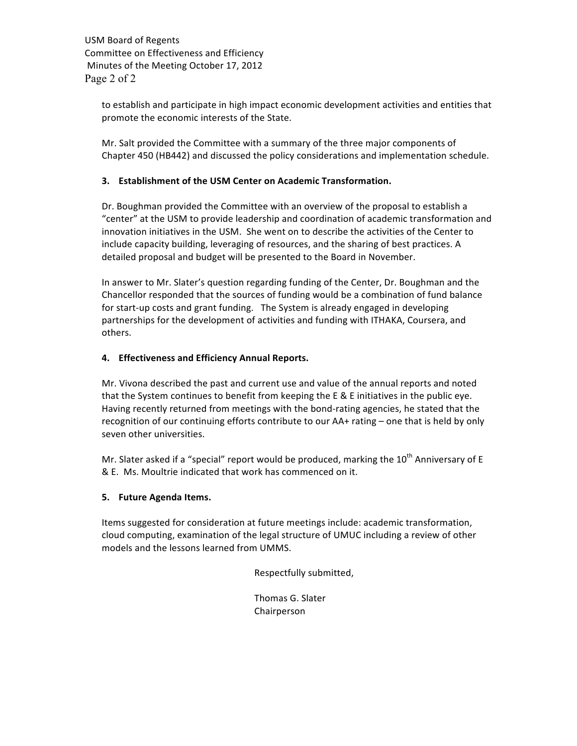to establish and participate in high impact economic development activities and entities that promote the economic interests of the State.

Mr. Salt provided the Committee with a summary of the three major components of Chapter 450 (HB442) and discussed the policy considerations and implementation schedule.

**3. Establishment of the USM Center on Academic Transformation.**

Dr. Boughman provided the Committee with an overview of the proposal to establish a "center" at the USM to provide leadership and coordination of academic transformation and innovation initiatives in the USM. She went on to describe the activities of the Center to include capacity building, leveraging of resources, and the sharing of best practices. A detailed proposal and budget will be presented to the Board in November.

In answer to Mr. Slater's question regarding funding of the Center, Dr. Boughman and the Chancellor responded that the sources of funding would be a combination of fund balance for start-up costs and grant funding. The System is already engaged in developing partnerships for the development of activities and funding with ITHAKA, Coursera, and others.

**4. Effectiveness and Efficiency Annual Reports.**

Mr. Vivona described the past and current use and value of the annual reports and noted that the System continues to benefit from keeping the E & E initiatives in the public eye. Having recently returned from meetings with the bond-rating agencies, he stated that the recognition of our continuing efforts contribute to our AA+ rating – one that is held by only seven other universities.

Mr. Slater asked if a "special" report would be produced, marking the 10th Anniversary of E & E. Ms. Moultrie indicated that work has commenced on it.

**5. Future Agenda Items.**

Items suggested for consideration at future meetings include: academic transformation, cloud computing, examination of the legal structure of UMUC including a review of other models and the lessons learned from UMMS.

Respectfully submitted,

Thomas G. Slater
Chairperson